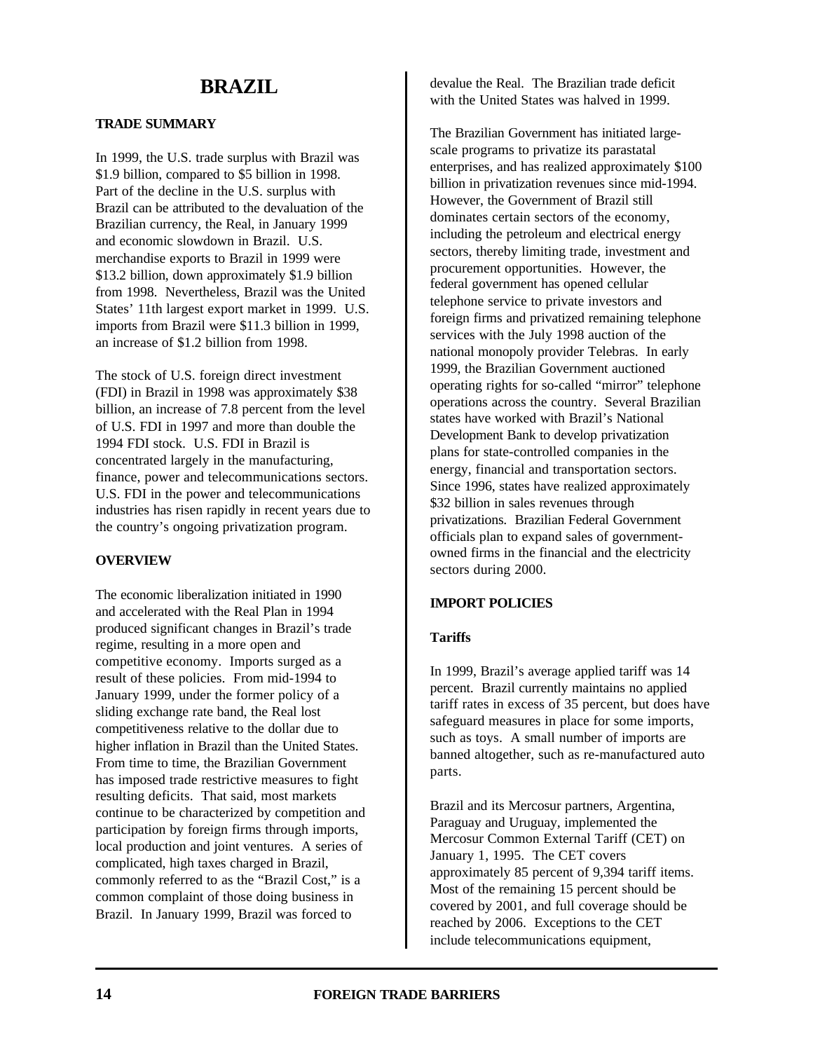# BRAZIL

## TRADE SUMMARY

In 1999, the U.S. trade surplus with Brazil was \$1.9 billion, compared to \$5 billion in 1998. Part of the decline in the U.S. surplus with Brazil can be attributed to the devaluation of the Brazilian currency, the Real, in January 1999 and economic slowdown in Brazil. U.S. merchandise exports to Brazil in 1999 were \$13.2 billion, down approximately \$1.9 billion from 1998. Nevertheless, Brazil was the United States' 11th largest export market in 1999. U.S. imports from Brazil were \$11.3 billion in 1999, an increase of \$1.2 billion from 1998.

The stock of U.S. foreign direct investment (FDI) in Brazil in 1998 was approximately \$38 billion, an increase of 7.8 percent from the level of U.S. FDI in 1997 and more than double the 1994 FDI stock. U.S. FDI in Brazil is concentrated largely in the manufacturing, finance, power and telecommunications sectors. U.S. FDI in the power and telecommunications industries has risen rapidly in recent years due to the country's ongoing privatization program.

## OVERVIEW

The economic liberalization initiated in 1990 and accelerated with the Real Plan in 1994 produced significant changes in Brazil's trade regime, resulting in a more open and competitive economy. Imports surged as a result of these policies. From mid-1994 to January 1999, under the former policy of a sliding exchange rate band, the Real lost competitiveness relative to the dollar due to higher inflation in Brazil than the United States. From time to time, the Brazilian Government has imposed trade restrictive measures to fight resulting deficits. That said, most markets continue to be characterized by competition and participation by foreign firms through imports, local production and joint ventures. A series of complicated, high taxes charged in Brazil, commonly referred to as the "Brazil Cost," is a common complaint of those doing business in Brazil. In January 1999, Brazil was forced to devalue the Real. The Brazilian trade deficit with the United States was halved in 1999.

The Brazilian Government has initiated large-scale programs to privatize its parastatal enterprises, and has realized approximately \$100 billion in privatization revenues since mid-1994. However, the Government of Brazil still dominates certain sectors of the economy, including the petroleum and electrical energy sectors, thereby limiting trade, investment and procurement opportunities. However, the federal government has opened cellular telephone service to private investors and foreign firms and privatized remaining telephone services with the July 1998 auction of the national monopoly provider Telebras. In early 1999, the Brazilian Government auctioned operating rights for so-called "mirror" telephone operations across the country. Several Brazilian states have worked with Brazil's National Development Bank to develop privatization plans for state-controlled companies in the energy, financial and transportation sectors. Since 1996, states have realized approximately \$32 billion in sales revenues through privatizations. Brazilian Federal Government officials plan to expand sales of government-owned firms in the financial and the electricity sectors during 2000.

## IMPORT POLICIES

### Tariffs

In 1999, Brazil's average applied tariff was 14 percent. Brazil currently maintains no applied tariff rates in excess of 35 percent, but does have safeguard measures in place for some imports, such as toys. A small number of imports are banned altogether, such as re-manufactured auto parts.

Brazil and its Mercosur partners, Argentina, Paraguay and Uruguay, implemented the Mercosur Common External Tariff (CET) on January 1, 1995. The CET covers approximately 85 percent of 9,394 tariff items. Most of the remaining 15 percent should be covered by 2001, and full coverage should be reached by 2006. Exceptions to the CET include telecommunications equipment,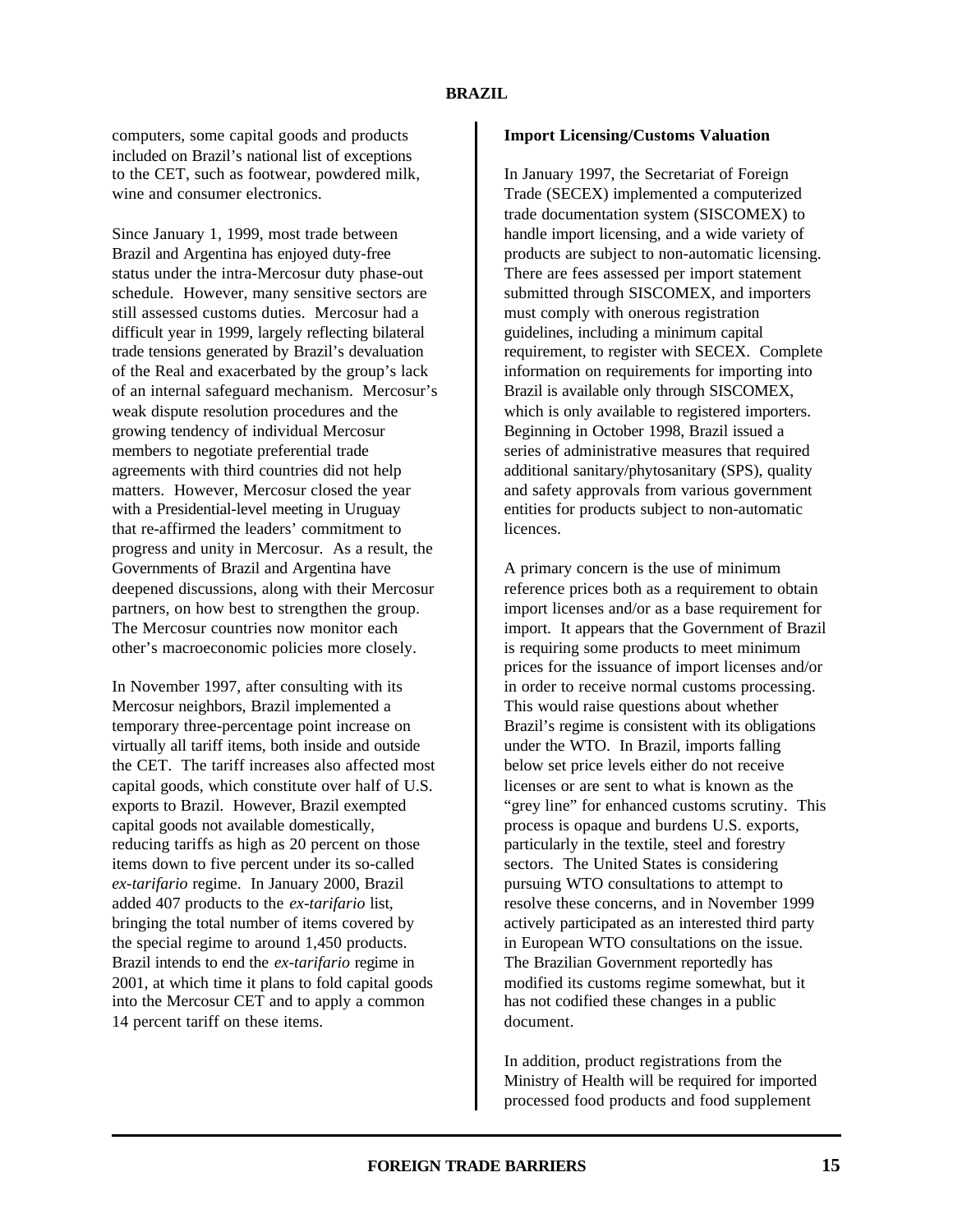computers, some capital goods and products included on Brazil's national list of exceptions to the CET, such as footwear, powdered milk, wine and consumer electronics.

Since January 1, 1999, most trade between Brazil and Argentina has enjoyed duty-free status under the intra-Mercosur duty phase-out schedule. However, many sensitive sectors are still assessed customs duties. Mercosur had a difficult year in 1999, largely reflecting bilateral trade tensions generated by Brazil's devaluation of the Real and exacerbated by the group's lack of an internal safeguard mechanism. Mercosur's weak dispute resolution procedures and the growing tendency of individual Mercosur members to negotiate preferential trade agreements with third countries did not help matters. However, Mercosur closed the year with a Presidential-level meeting in Uruguay that re-affirmed the leaders' commitment to progress and unity in Mercosur. As a result, the Governments of Brazil and Argentina have deepened discussions, along with their Mercosur partners, on how best to strengthen the group. The Mercosur countries now monitor each other's macroeconomic policies more closely.

In November 1997, after consulting with its Mercosur neighbors, Brazil implemented a temporary three-percentage point increase on virtually all tariff items, both inside and outside the CET. The tariff increases also affected most capital goods, which constitute over half of U.S. exports to Brazil. However, Brazil exempted capital goods not available domestically, reducing tariffs as high as 20 percent on those items down to five percent under its so-called *ex-tarifario* regime. In January 2000, Brazil added 407 products to the *ex-tarifario* list, bringing the total number of items covered by the special regime to around 1,450 products. Brazil intends to end the *ex-tarifario* regime in 2001, at which time it plans to fold capital goods into the Mercosur CET and to apply a common 14 percent tariff on these items.

**Import Licensing/Customs Valuation**

In January 1997, the Secretariat of Foreign Trade (SECEX) implemented a computerized trade documentation system (SISCOMEX) to handle import licensing, and a wide variety of products are subject to non-automatic licensing. There are fees assessed per import statement submitted through SISCOMEX, and importers must comply with onerous registration guidelines, including a minimum capital requirement, to register with SECEX. Complete information on requirements for importing into Brazil is available only through SISCOMEX, which is only available to registered importers. Beginning in October 1998, Brazil issued a series of administrative measures that required additional sanitary/phytosanitary (SPS), quality and safety approvals from various government entities for products subject to non-automatic licences.

A primary concern is the use of minimum reference prices both as a requirement to obtain import licenses and/or as a base requirement for import. It appears that the Government of Brazil is requiring some products to meet minimum prices for the issuance of import licenses and/or in order to receive normal customs processing. This would raise questions about whether Brazil's regime is consistent with its obligations under the WTO. In Brazil, imports falling below set price levels either do not receive licenses or are sent to what is known as the "grey line" for enhanced customs scrutiny. This process is opaque and burdens U.S. exports, particularly in the textile, steel and forestry sectors. The United States is considering pursuing WTO consultations to attempt to resolve these concerns, and in November 1999 actively participated as an interested third party in European WTO consultations on the issue. The Brazilian Government reportedly has modified its customs regime somewhat, but it has not codified these changes in a public document.

In addition, product registrations from the Ministry of Health will be required for imported processed food products and food supplement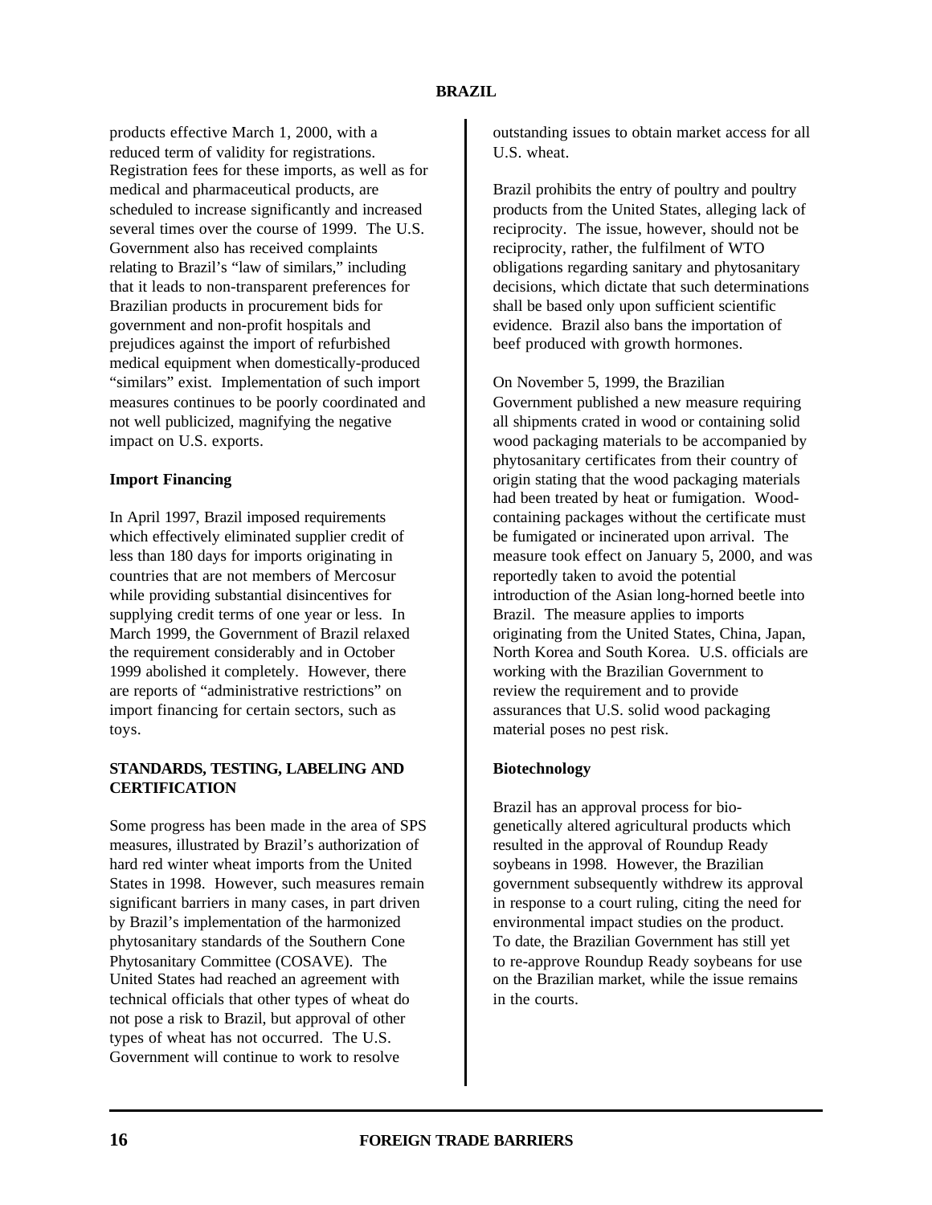products effective March 1, 2000, with a reduced term of validity for registrations. Registration fees for these imports, as well as for medical and pharmaceutical products, are scheduled to increase significantly and increased several times over the course of 1999. The U.S. Government also has received complaints relating to Brazil's "law of similars," including that it leads to non-transparent preferences for Brazilian products in procurement bids for government and non-profit hospitals and prejudices against the import of refurbished medical equipment when domestically-produced "similars" exist. Implementation of such import measures continues to be poorly coordinated and not well publicized, magnifying the negative impact on U.S. exports.

### Import Financing

In April 1997, Brazil imposed requirements which effectively eliminated supplier credit of less than 180 days for imports originating in countries that are not members of Mercosur while providing substantial disincentives for supplying credit terms of one year or less. In March 1999, the Government of Brazil relaxed the requirement considerably and in October 1999 abolished it completely. However, there are reports of "administrative restrictions" on import financing for certain sectors, such as toys.

## STANDARDS, TESTING, LABELING AND CERTIFICATION

Some progress has been made in the area of SPS measures, illustrated by Brazil's authorization of hard red winter wheat imports from the United States in 1998. However, such measures remain significant barriers in many cases, in part driven by Brazil's implementation of the harmonized phytosanitary standards of the Southern Cone Phytosanitary Committee (COSAVE). The United States had reached an agreement with technical officials that other types of wheat do not pose a risk to Brazil, but approval of other types of wheat has not occurred. The U.S. Government will continue to work to resolve outstanding issues to obtain market access for all U.S. wheat.

Brazil prohibits the entry of poultry and poultry products from the United States, alleging lack of reciprocity. The issue, however, should not be reciprocity, rather, the fulfilment of WTO obligations regarding sanitary and phytosanitary decisions, which dictate that such determinations shall be based only upon sufficient scientific evidence. Brazil also bans the importation of beef produced with growth hormones.

On November 5, 1999, the Brazilian Government published a new measure requiring all shipments crated in wood or containing solid wood packaging materials to be accompanied by phytosanitary certificates from their country of origin stating that the wood packaging materials had been treated by heat or fumigation. Wood-containing packages without the certificate must be fumigated or incinerated upon arrival. The measure took effect on January 5, 2000, and was reportedly taken to avoid the potential introduction of the Asian long-horned beetle into Brazil. The measure applies to imports originating from the United States, China, Japan, North Korea and South Korea. U.S. officials are working with the Brazilian Government to review the requirement and to provide assurances that U.S. solid wood packaging material poses no pest risk.

### Biotechnology

Brazil has an approval process for bio-genetically altered agricultural products which resulted in the approval of Roundup Ready soybeans in 1998. However, the Brazilian government subsequently withdrew its approval in response to a court ruling, citing the need for environmental impact studies on the product. To date, the Brazilian Government has still yet to re-approve Roundup Ready soybeans for use on the Brazilian market, while the issue remains in the courts.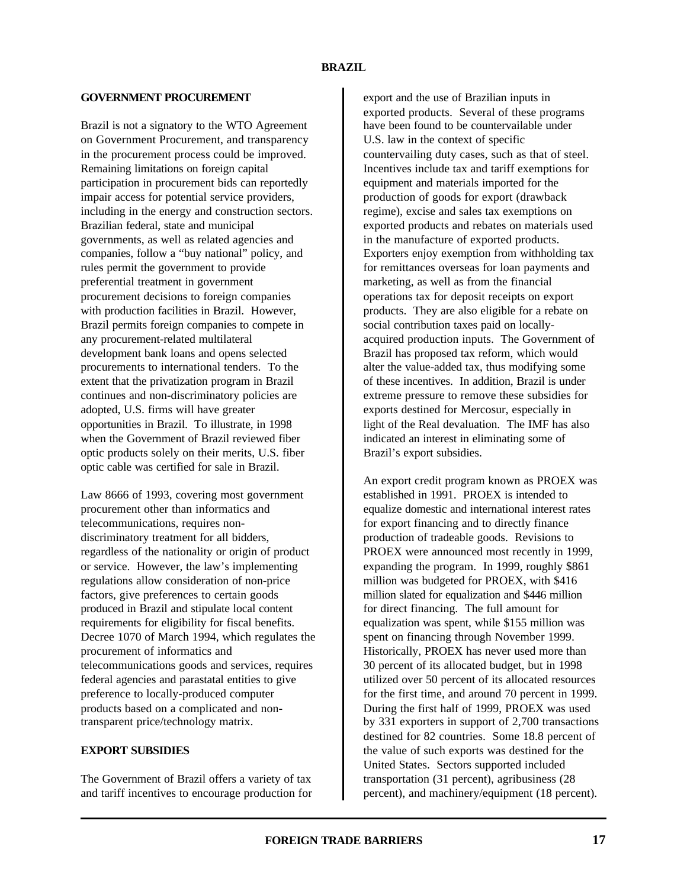## GOVERNMENT PROCUREMENT

Brazil is not a signatory to the WTO Agreement on Government Procurement, and transparency in the procurement process could be improved. Remaining limitations on foreign capital participation in procurement bids can reportedly impair access for potential service providers, including in the energy and construction sectors. Brazilian federal, state and municipal governments, as well as related agencies and companies, follow a "buy national" policy, and rules permit the government to provide preferential treatment in government procurement decisions to foreign companies with production facilities in Brazil. However, Brazil permits foreign companies to compete in any procurement-related multilateral development bank loans and opens selected procurements to international tenders. To the extent that the privatization program in Brazil continues and non-discriminatory policies are adopted, U.S. firms will have greater opportunities in Brazil. To illustrate, in 1998 when the Government of Brazil reviewed fiber optic products solely on their merits, U.S. fiber optic cable was certified for sale in Brazil.

Law 8666 of 1993, covering most government procurement other than informatics and telecommunications, requires non-discriminatory treatment for all bidders, regardless of the nationality or origin of product or service. However, the law's implementing regulations allow consideration of non-price factors, give preferences to certain goods produced in Brazil and stipulate local content requirements for eligibility for fiscal benefits. Decree 1070 of March 1994, which regulates the procurement of informatics and telecommunications goods and services, requires federal agencies and parastatal entities to give preference to locally-produced computer products based on a complicated and non-transparent price/technology matrix.

## EXPORT SUBSIDIES

The Government of Brazil offers a variety of tax and tariff incentives to encourage production for export and the use of Brazilian inputs in exported products. Several of these programs have been found to be countervailable under U.S. law in the context of specific countervailing duty cases, such as that of steel. Incentives include tax and tariff exemptions for equipment and materials imported for the production of goods for export (drawback regime), excise and sales tax exemptions on exported products and rebates on materials used in the manufacture of exported products. Exporters enjoy exemption from withholding tax for remittances overseas for loan payments and marketing, as well as from the financial operations tax for deposit receipts on export products. They are also eligible for a rebate on social contribution taxes paid on locally-acquired production inputs. The Government of Brazil has proposed tax reform, which would alter the value-added tax, thus modifying some of these incentives. In addition, Brazil is under extreme pressure to remove these subsidies for exports destined for Mercosur, especially in light of the Real devaluation. The IMF has also indicated an interest in eliminating some of Brazil's export subsidies.

An export credit program known as PROEX was established in 1991. PROEX is intended to equalize domestic and international interest rates for export financing and to directly finance production of tradeable goods. Revisions to PROEX were announced most recently in 1999, expanding the program. In 1999, roughly $861 million was budgeted for PROEX, with $416 million slated for equalization and $446 million for direct financing. The full amount for equalization was spent, while $155 million was spent on financing through November 1999. Historically, PROEX has never used more than 30 percent of its allocated budget, but in 1998 utilized over 50 percent of its allocated resources for the first time, and around 70 percent in 1999. During the first half of 1999, PROEX was used by 331 exporters in support of 2,700 transactions destined for 82 countries. Some 18.8 percent of the value of such exports was destined for the United States. Sectors supported included transportation (31 percent), agribusiness (28 percent), and machinery/equipment (18 percent).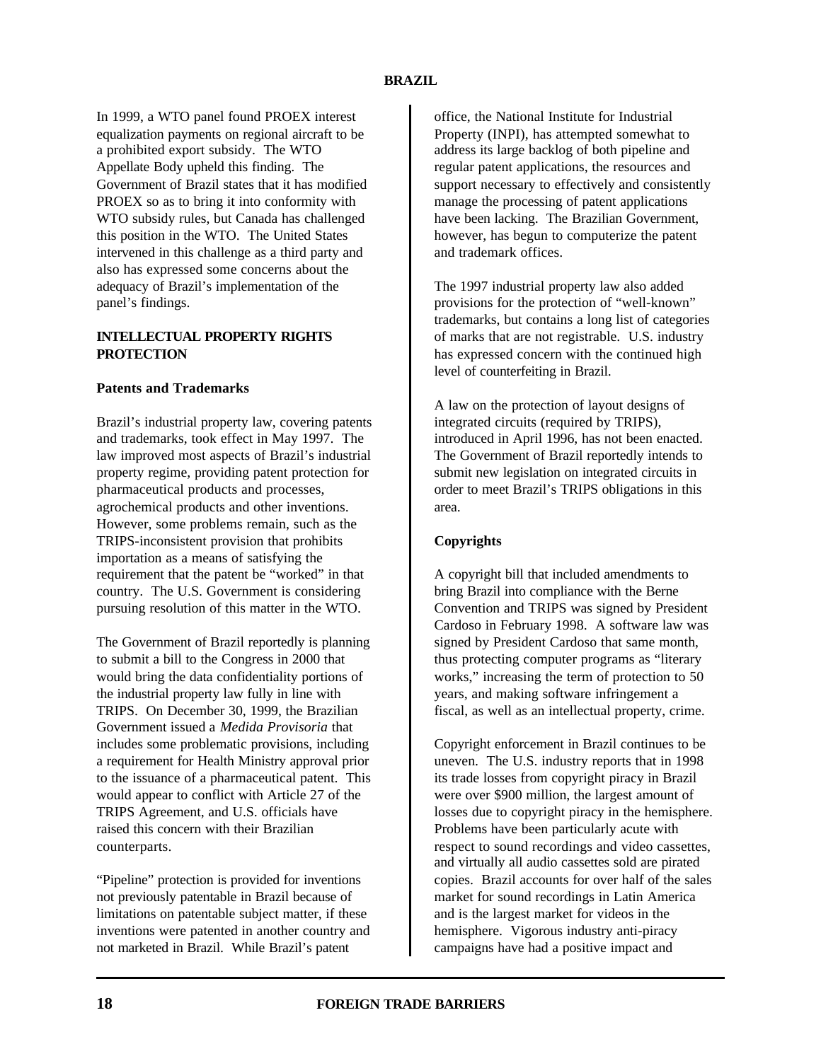In 1999, a WTO panel found PROEX interest equalization payments on regional aircraft to be a prohibited export subsidy. The WTO Appellate Body upheld this finding. The Government of Brazil states that it has modified PROEX so as to bring it into conformity with WTO subsidy rules, but Canada has challenged this position in the WTO. The United States intervened in this challenge as a third party and also has expressed some concerns about the adequacy of Brazil's implementation of the panel's findings.

## INTELLECTUAL PROPERTY RIGHTS PROTECTION

### Patents and Trademarks

Brazil's industrial property law, covering patents and trademarks, took effect in May 1997. The law improved most aspects of Brazil's industrial property regime, providing patent protection for pharmaceutical products and processes, agrochemical products and other inventions. However, some problems remain, such as the TRIPS-inconsistent provision that prohibits importation as a means of satisfying the requirement that the patent be "worked" in that country. The U.S. Government is considering pursuing resolution of this matter in the WTO.

The Government of Brazil reportedly is planning to submit a bill to the Congress in 2000 that would bring the data confidentiality portions of the industrial property law fully in line with TRIPS. On December 30, 1999, the Brazilian Government issued a *Medida Provisoria* that includes some problematic provisions, including a requirement for Health Ministry approval prior to the issuance of a pharmaceutical patent. This would appear to conflict with Article 27 of the TRIPS Agreement, and U.S. officials have raised this concern with their Brazilian counterparts.

"Pipeline" protection is provided for inventions not previously patentable in Brazil because of limitations on patentable subject matter, if these inventions were patented in another country and not marketed in Brazil. While Brazil's patent office, the National Institute for Industrial Property (INPI), has attempted somewhat to address its large backlog of both pipeline and regular patent applications, the resources and support necessary to effectively and consistently manage the processing of patent applications have been lacking. The Brazilian Government, however, has begun to computerize the patent and trademark offices.

The 1997 industrial property law also added provisions for the protection of "well-known" trademarks, but contains a long list of categories of marks that are not registrable. U.S. industry has expressed concern with the continued high level of counterfeiting in Brazil.

A law on the protection of layout designs of integrated circuits (required by TRIPS), introduced in April 1996, has not been enacted. The Government of Brazil reportedly intends to submit new legislation on integrated circuits in order to meet Brazil's TRIPS obligations in this area.

### Copyrights

A copyright bill that included amendments to bring Brazil into compliance with the Berne Convention and TRIPS was signed by President Cardoso in February 1998. A software law was signed by President Cardoso that same month, thus protecting computer programs as "literary works," increasing the term of protection to 50 years, and making software infringement a fiscal, as well as an intellectual property, crime.

Copyright enforcement in Brazil continues to be uneven. The U.S. industry reports that in 1998 its trade losses from copyright piracy in Brazil were over $900 million, the largest amount of losses due to copyright piracy in the hemisphere. Problems have been particularly acute with respect to sound recordings and video cassettes, and virtually all audio cassettes sold are pirated copies. Brazil accounts for over half of the sales market for sound recordings in Latin America and is the largest market for videos in the hemisphere. Vigorous industry anti-piracy campaigns have had a positive impact and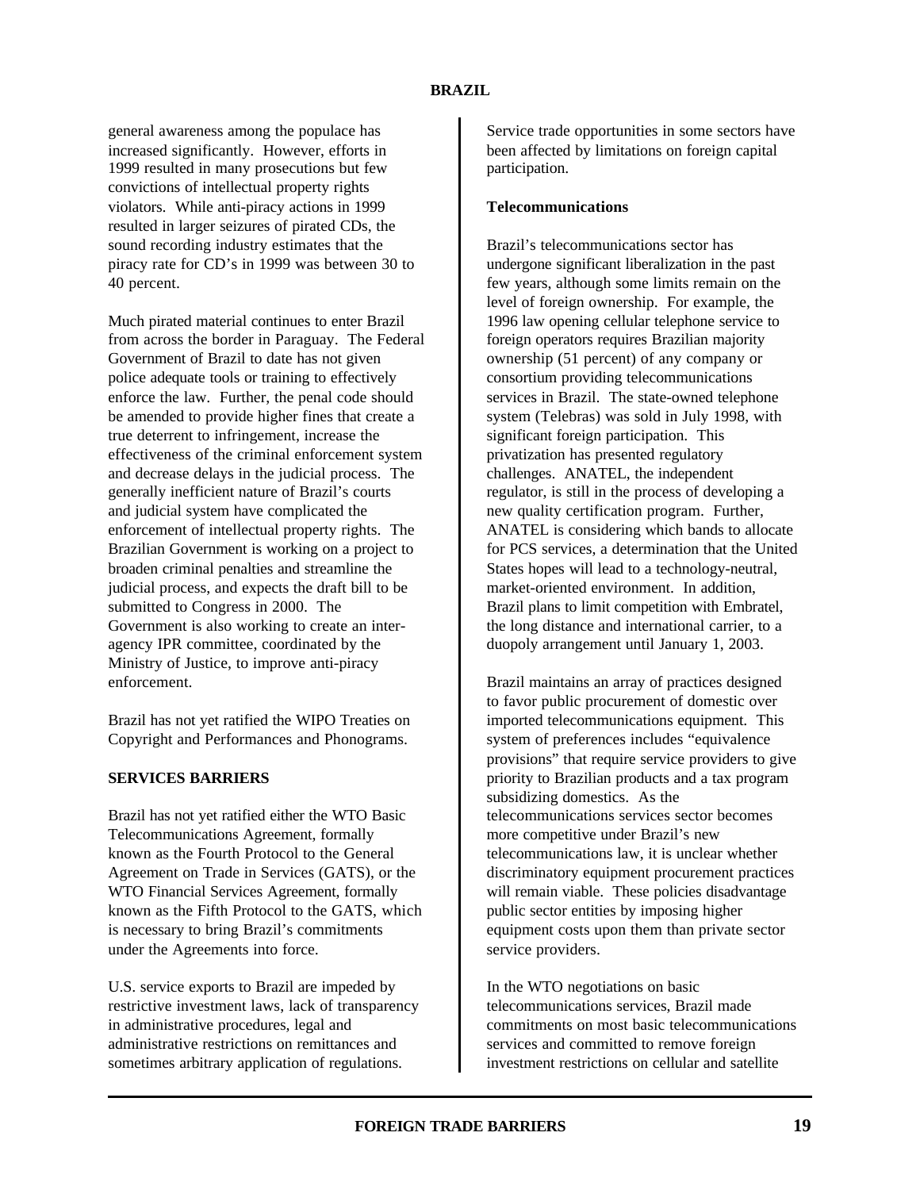general awareness among the populace has increased significantly. However, efforts in 1999 resulted in many prosecutions but few convictions of intellectual property rights violators. While anti-piracy actions in 1999 resulted in larger seizures of pirated CDs, the sound recording industry estimates that the piracy rate for CD's in 1999 was between 30 to 40 percent.

Much pirated material continues to enter Brazil from across the border in Paraguay. The Federal Government of Brazil to date has not given police adequate tools or training to effectively enforce the law. Further, the penal code should be amended to provide higher fines that create a true deterrent to infringement, increase the effectiveness of the criminal enforcement system and decrease delays in the judicial process. The generally inefficient nature of Brazil's courts and judicial system have complicated the enforcement of intellectual property rights. The Brazilian Government is working on a project to broaden criminal penalties and streamline the judicial process, and expects the draft bill to be submitted to Congress in 2000. The Government is also working to create an inter-agency IPR committee, coordinated by the Ministry of Justice, to improve anti-piracy enforcement.

Brazil has not yet ratified the WIPO Treaties on Copyright and Performances and Phonograms.

## SERVICES BARRIERS

Brazil has not yet ratified either the WTO Basic Telecommunications Agreement, formally known as the Fourth Protocol to the General Agreement on Trade in Services (GATS), or the WTO Financial Services Agreement, formally known as the Fifth Protocol to the GATS, which is necessary to bring Brazil's commitments under the Agreements into force.

U.S. service exports to Brazil are impeded by restrictive investment laws, lack of transparency in administrative procedures, legal and administrative restrictions on remittances and sometimes arbitrary application of regulations. Service trade opportunities in some sectors have been affected by limitations on foreign capital participation.

### Telecommunications

Brazil's telecommunications sector has undergone significant liberalization in the past few years, although some limits remain on the level of foreign ownership. For example, the 1996 law opening cellular telephone service to foreign operators requires Brazilian majority ownership (51 percent) of any company or consortium providing telecommunications services in Brazil. The state-owned telephone system (Telebras) was sold in July 1998, with significant foreign participation. This privatization has presented regulatory challenges. ANATEL, the independent regulator, is still in the process of developing a new quality certification program. Further, ANATEL is considering which bands to allocate for PCS services, a determination that the United States hopes will lead to a technology-neutral, market-oriented environment. In addition, Brazil plans to limit competition with Embratel, the long distance and international carrier, to a duopoly arrangement until January 1, 2003.

Brazil maintains an array of practices designed to favor public procurement of domestic over imported telecommunications equipment. This system of preferences includes "equivalence provisions" that require service providers to give priority to Brazilian products and a tax program subsidizing domestics. As the telecommunications services sector becomes more competitive under Brazil's new telecommunications law, it is unclear whether discriminatory equipment procurement practices will remain viable. These policies disadvantage public sector entities by imposing higher equipment costs upon them than private sector service providers.

In the WTO negotiations on basic telecommunications services, Brazil made commitments on most basic telecommunications services and committed to remove foreign investment restrictions on cellular and satellite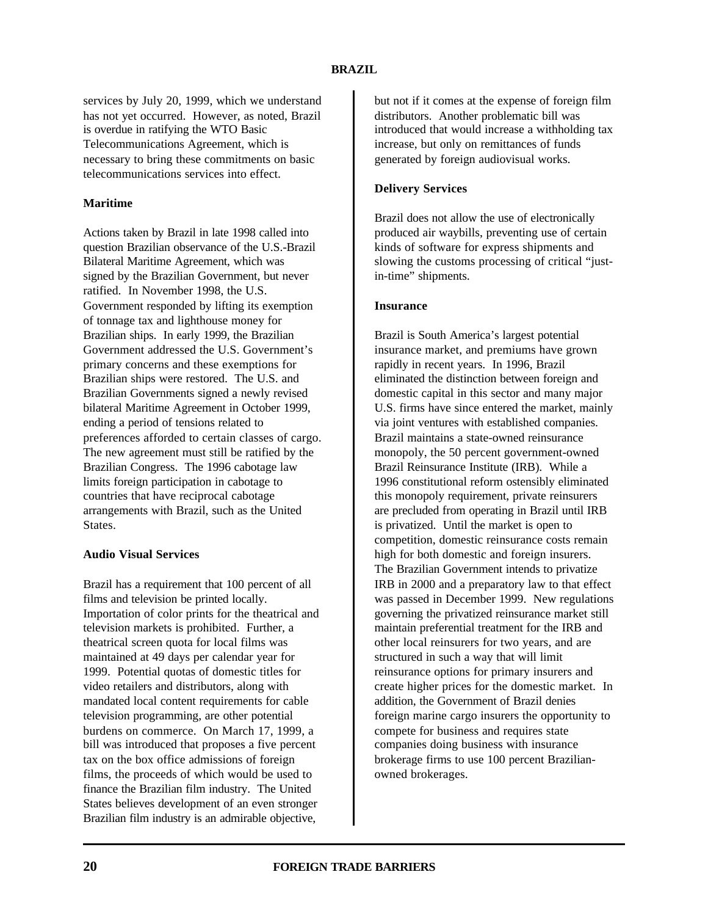services by July 20, 1999, which we understand has not yet occurred. However, as noted, Brazil is overdue in ratifying the WTO Basic Telecommunications Agreement, which is necessary to bring these commitments on basic telecommunications services into effect.

**Maritime**

Actions taken by Brazil in late 1998 called into question Brazilian observance of the U.S.-Brazil Bilateral Maritime Agreement, which was signed by the Brazilian Government, but never ratified. In November 1998, the U.S. Government responded by lifting its exemption of tonnage tax and lighthouse money for Brazilian ships. In early 1999, the Brazilian Government addressed the U.S. Government's primary concerns and these exemptions for Brazilian ships were restored. The U.S. and Brazilian Governments signed a newly revised bilateral Maritime Agreement in October 1999, ending a period of tensions related to preferences afforded to certain classes of cargo. The new agreement must still be ratified by the Brazilian Congress. The 1996 cabotage law limits foreign participation in cabotage to countries that have reciprocal cabotage arrangements with Brazil, such as the United States.

**Audio Visual Services**

Brazil has a requirement that 100 percent of all films and television be printed locally. Importation of color prints for the theatrical and television markets is prohibited. Further, a theatrical screen quota for local films was maintained at 49 days per calendar year for 1999. Potential quotas of domestic titles for video retailers and distributors, along with mandated local content requirements for cable television programming, are other potential burdens on commerce. On March 17, 1999, a bill was introduced that proposes a five percent tax on the box office admissions of foreign films, the proceeds of which would be used to finance the Brazilian film industry. The United States believes development of an even stronger Brazilian film industry is an admirable objective, but not if it comes at the expense of foreign film distributors. Another problematic bill was introduced that would increase a withholding tax increase, but only on remittances of funds generated by foreign audiovisual works.

**Delivery Services**

Brazil does not allow the use of electronically produced air waybills, preventing use of certain kinds of software for express shipments and slowing the customs processing of critical "just-in-time" shipments.

**Insurance**

Brazil is South America's largest potential insurance market, and premiums have grown rapidly in recent years. In 1996, Brazil eliminated the distinction between foreign and domestic capital in this sector and many major U.S. firms have since entered the market, mainly via joint ventures with established companies. Brazil maintains a state-owned reinsurance monopoly, the 50 percent government-owned Brazil Reinsurance Institute (IRB). While a 1996 constitutional reform ostensibly eliminated this monopoly requirement, private reinsurers are precluded from operating in Brazil until IRB is privatized. Until the market is open to competition, domestic reinsurance costs remain high for both domestic and foreign insurers. The Brazilian Government intends to privatize IRB in 2000 and a preparatory law to that effect was passed in December 1999. New regulations governing the privatized reinsurance market still maintain preferential treatment for the IRB and other local reinsurers for two years, and are structured in such a way that will limit reinsurance options for primary insurers and create higher prices for the domestic market. In addition, the Government of Brazil denies foreign marine cargo insurers the opportunity to compete for business and requires state companies doing business with insurance brokerage firms to use 100 percent Brazilian-owned brokerages.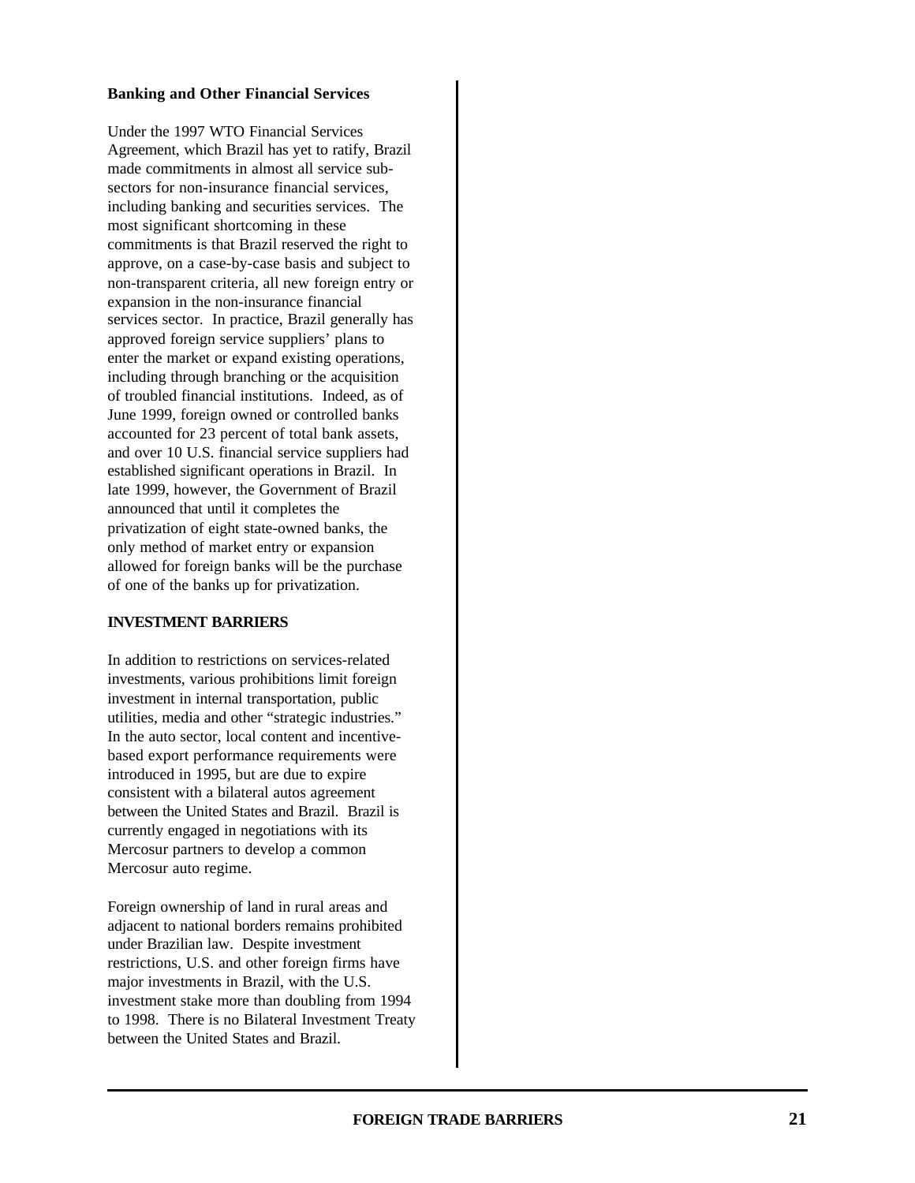**Banking and Other Financial Services**

Under the 1997 WTO Financial Services Agreement, which Brazil has yet to ratify, Brazil made commitments in almost all service sub-sectors for non-insurance financial services, including banking and securities services. The most significant shortcoming in these commitments is that Brazil reserved the right to approve, on a case-by-case basis and subject to non-transparent criteria, all new foreign entry or expansion in the non-insurance financial services sector. In practice, Brazil generally has approved foreign service suppliers' plans to enter the market or expand existing operations, including through branching or the acquisition of troubled financial institutions. Indeed, as of June 1999, foreign owned or controlled banks accounted for 23 percent of total bank assets, and over 10 U.S. financial service suppliers had established significant operations in Brazil. In late 1999, however, the Government of Brazil announced that until it completes the privatization of eight state-owned banks, the only method of market entry or expansion allowed for foreign banks will be the purchase of one of the banks up for privatization.

## INVESTMENT BARRIERS

In addition to restrictions on services-related investments, various prohibitions limit foreign investment in internal transportation, public utilities, media and other "strategic industries." In the auto sector, local content and incentive-based export performance requirements were introduced in 1995, but are due to expire consistent with a bilateral autos agreement between the United States and Brazil. Brazil is currently engaged in negotiations with its Mercosur partners to develop a common Mercosur auto regime.

Foreign ownership of land in rural areas and adjacent to national borders remains prohibited under Brazilian law. Despite investment restrictions, U.S. and other foreign firms have major investments in Brazil, with the U.S. investment stake more than doubling from 1994 to 1998. There is no Bilateral Investment Treaty between the United States and Brazil.